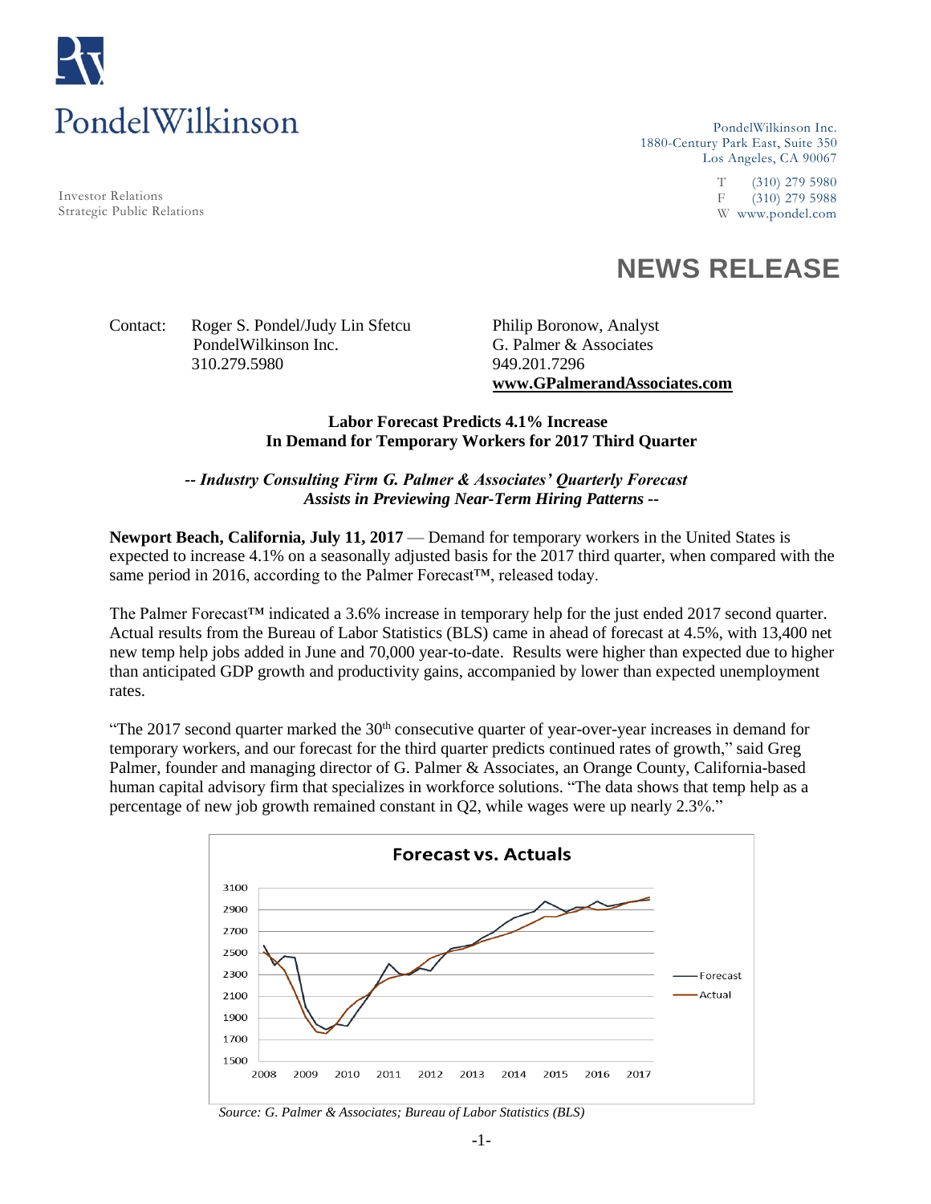PondelWilkinson

Investor Relations
Strategic Public Relations

PondelWilkinson Inc.
1880-Century Park East, Suite 350
Los Angeles, CA 90067

T (310) 279 5980
F (310) 279 5988
W www.pondel.com

# NEWS RELEASE

Contact: Roger S. Pondel/Judy Lin Sfetcu
PondelWilkinson Inc.
310.279.5980

Philip Boronow, Analyst
G. Palmer & Associates
949.201.7296
**www.GPalmerandAssociates.com**

**Labor Forecast Predicts 4.1% Increase
In Demand for Temporary Workers for 2017 Third Quarter**

***-- Industry Consulting Firm G. Palmer & Associates' Quarterly Forecast
Assists in Previewing Near-Term Hiring Patterns --***

**Newport Beach, California, July 11, 2017** — Demand for temporary workers in the United States is expected to increase 4.1% on a seasonally adjusted basis for the 2017 third quarter, when compared with the same period in 2016, according to the Palmer Forecast™, released today.

The Palmer Forecast™ indicated a 3.6% increase in temporary help for the just ended 2017 second quarter. Actual results from the Bureau of Labor Statistics (BLS) came in ahead of forecast at 4.5%, with 13,400 net new temp help jobs added in June and 70,000 year-to-date. Results were higher than expected due to higher than anticipated GDP growth and productivity gains, accompanied by lower than expected unemployment rates.

"The 2017 second quarter marked the 30th consecutive quarter of year-over-year increases in demand for temporary workers, and our forecast for the third quarter predicts continued rates of growth," said Greg Palmer, founder and managing director of G. Palmer & Associates, an Orange County, California-based human capital advisory firm that specializes in workforce solutions. "The data shows that temp help as a percentage of new job growth remained constant in Q2, while wages were up nearly 2.3%."

**Forecast vs. Actuals**

*Source: G. Palmer & Associates; Bureau of Labor Statistics (BLS)*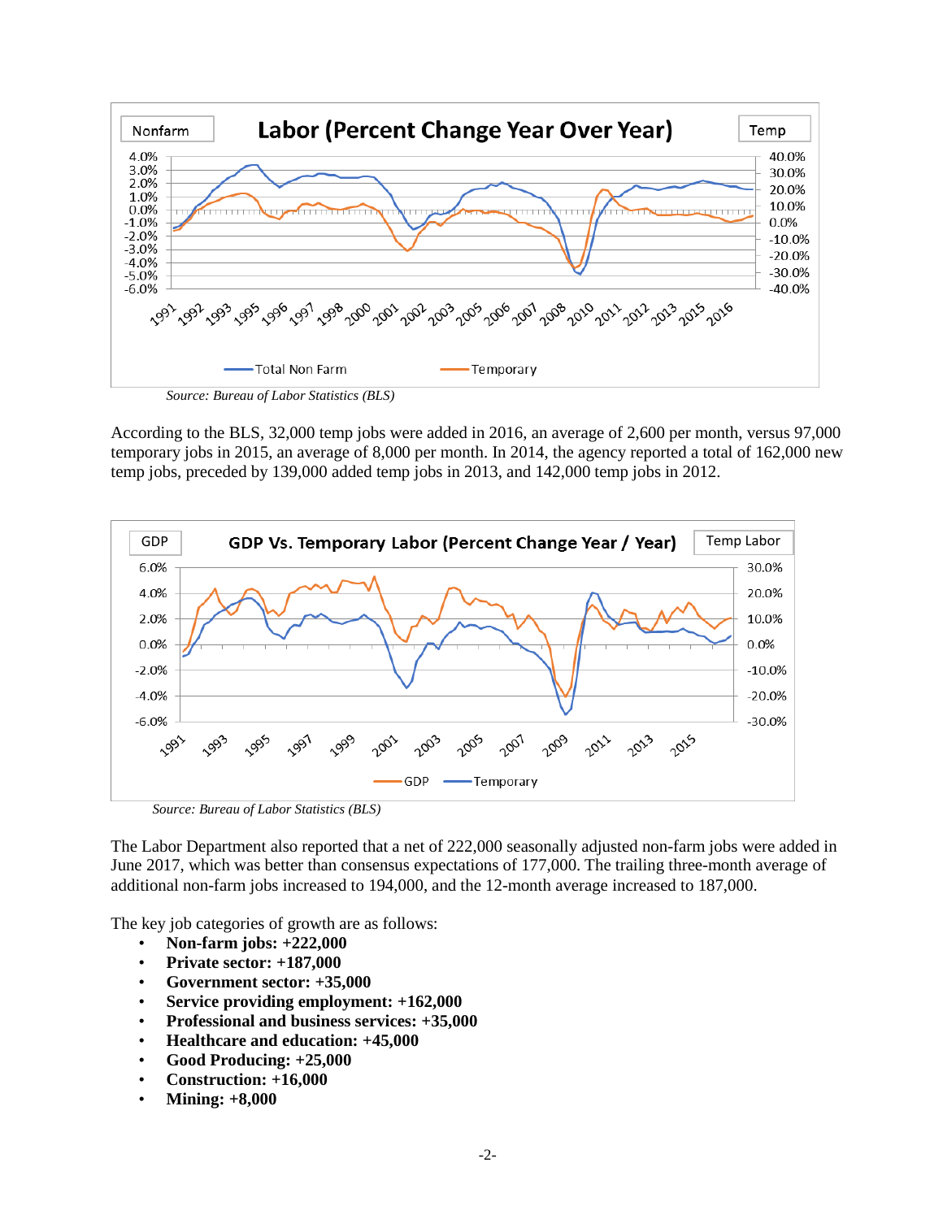Source: Bureau of Labor Statistics (BLS)

According to the BLS, 32,000 temp jobs were added in 2016, an average of 2,600 per month, versus 97,000 temporary jobs in 2015, an average of 8,000 per month. In 2014, the agency reported a total of 162,000 new temp jobs, preceded by 139,000 added temp jobs in 2013, and 142,000 temp jobs in 2012.

Source: Bureau of Labor Statistics (BLS)

The Labor Department also reported that a net of 222,000 seasonally adjusted non-farm jobs were added in June 2017, which was better than consensus expectations of 177,000. The trailing three-month average of additional non-farm jobs increased to 194,000, and the 12-month average increased to 187,000.

The key job categories of growth are as follows:

- **Non-farm jobs: +222,000**
- **Private sector: +187,000**
- **Government sector: +35,000**
- **Service providing employment: +162,000**
- **Professional and business services: +35,000**
- **Healthcare and education: +45,000**
- **Good Producing: +25,000**
- **Construction: +16,000**
- **Mining: +8,000**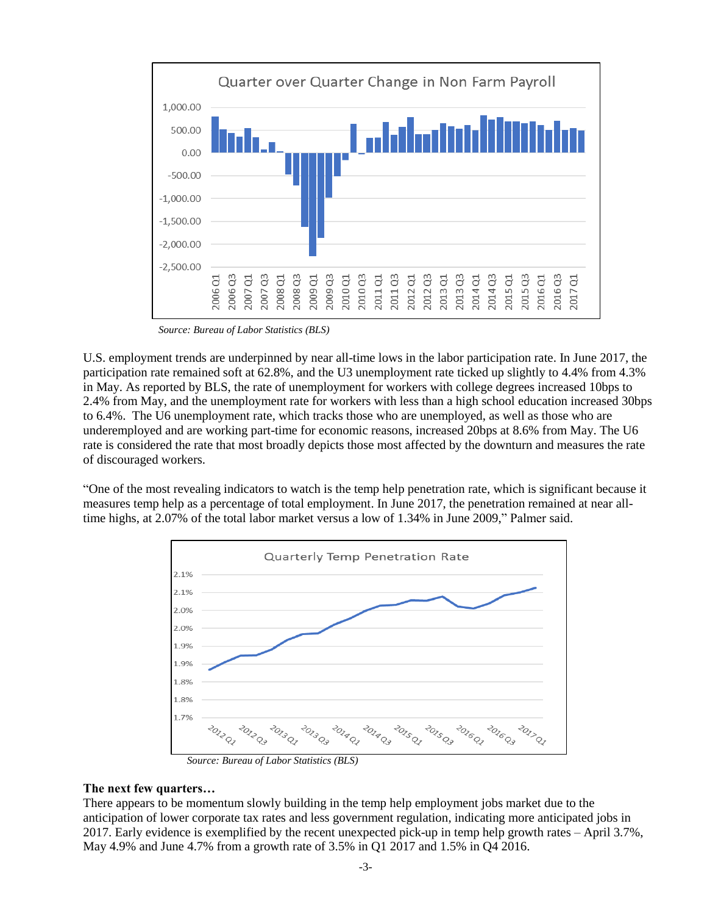Source: Bureau of Labor Statistics (BLS)

U.S. employment trends are underpinned by near all-time lows in the labor participation rate. In June 2017, the participation rate remained soft at 62.8%, and the U3 unemployment rate ticked up slightly to 4.4% from 4.3% in May. As reported by BLS, the rate of unemployment for workers with college degrees increased 10bps to 2.4% from May, and the unemployment rate for workers with less than a high school education increased 30bps to 6.4%. The U6 unemployment rate, which tracks those who are unemployed, as well as those who are underemployed and are working part-time for economic reasons, increased 20bps at 8.6% from May. The U6 rate is considered the rate that most broadly depicts those most affected by the downturn and measures the rate of discouraged workers.

"One of the most revealing indicators to watch is the temp help penetration rate, which is significant because it measures temp help as a percentage of total employment. In June 2017, the penetration remained at near all-time highs, at 2.07% of the total labor market versus a low of 1.34% in June 2009," Palmer said.

Source: Bureau of Labor Statistics (BLS)

**The next few quarters…**

There appears to be momentum slowly building in the temp help employment jobs market due to the anticipation of lower corporate tax rates and less government regulation, indicating more anticipated jobs in 2017. Early evidence is exemplified by the recent unexpected pick-up in temp help growth rates – April 3.7%, May 4.9% and June 4.7% from a growth rate of 3.5% in Q1 2017 and 1.5% in Q4 2016.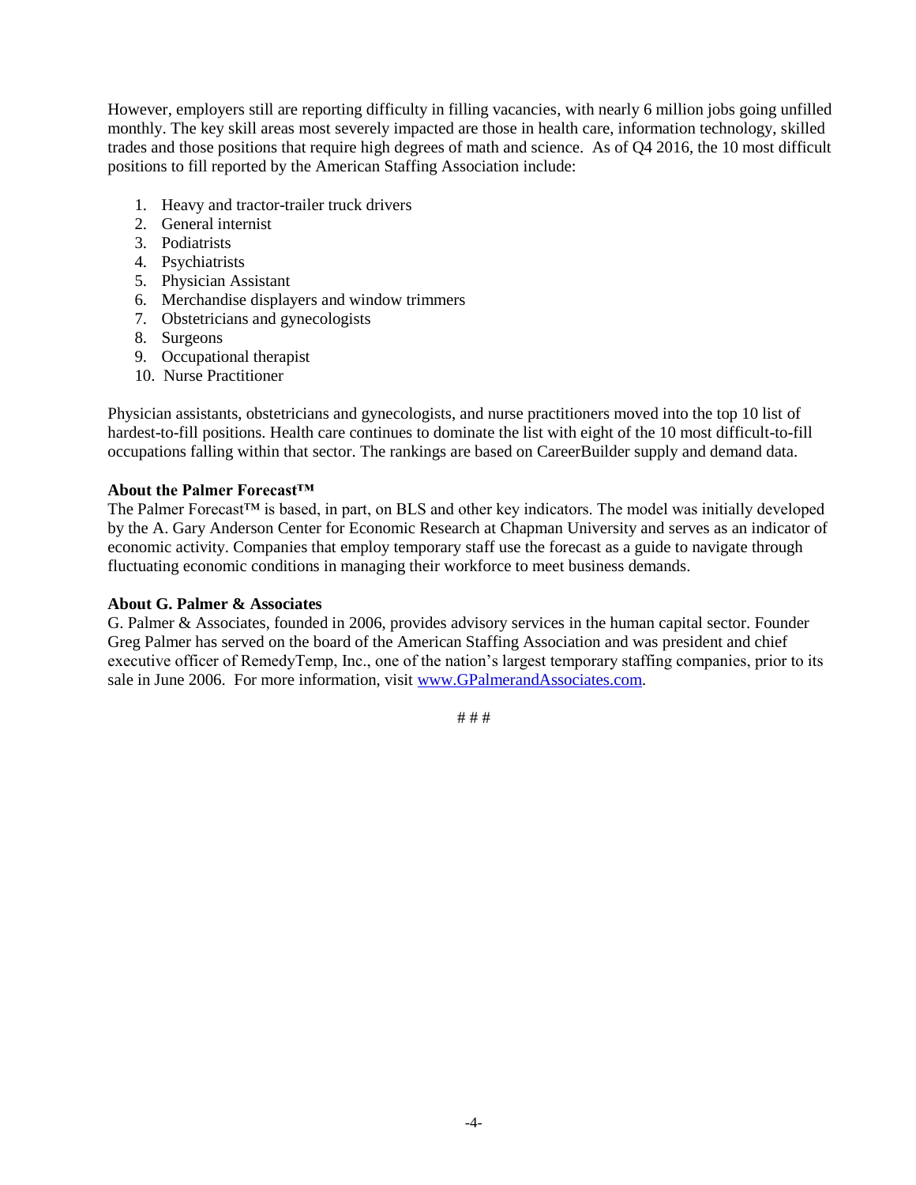However, employers still are reporting difficulty in filling vacancies, with nearly 6 million jobs going unfilled monthly. The key skill areas most severely impacted are those in health care, information technology, skilled trades and those positions that require high degrees of math and science. As of Q4 2016, the 10 most difficult positions to fill reported by the American Staffing Association include:

1. Heavy and tractor-trailer truck drivers
2. General internist
3. Podiatrists
4. Psychiatrists
5. Physician Assistant
6. Merchandise displayers and window trimmers
7. Obstetricians and gynecologists
8. Surgeons
9. Occupational therapist
10. Nurse Practitioner

Physician assistants, obstetricians and gynecologists, and nurse practitioners moved into the top 10 list of hardest-to-fill positions. Health care continues to dominate the list with eight of the 10 most difficult-to-fill occupations falling within that sector. The rankings are based on CareerBuilder supply and demand data.

**About the Palmer Forecast™**

The Palmer Forecast™ is based, in part, on BLS and other key indicators. The model was initially developed by the A. Gary Anderson Center for Economic Research at Chapman University and serves as an indicator of economic activity. Companies that employ temporary staff use the forecast as a guide to navigate through fluctuating economic conditions in managing their workforce to meet business demands.

**About G. Palmer & Associates**

G. Palmer & Associates, founded in 2006, provides advisory services in the human capital sector. Founder Greg Palmer has served on the board of the American Staffing Association and was president and chief executive officer of RemedyTemp, Inc., one of the nation's largest temporary staffing companies, prior to its sale in June 2006. For more information, visit [www.GPalmerandAssociates.com](http://www.GPalmerandAssociates.com).

# # #